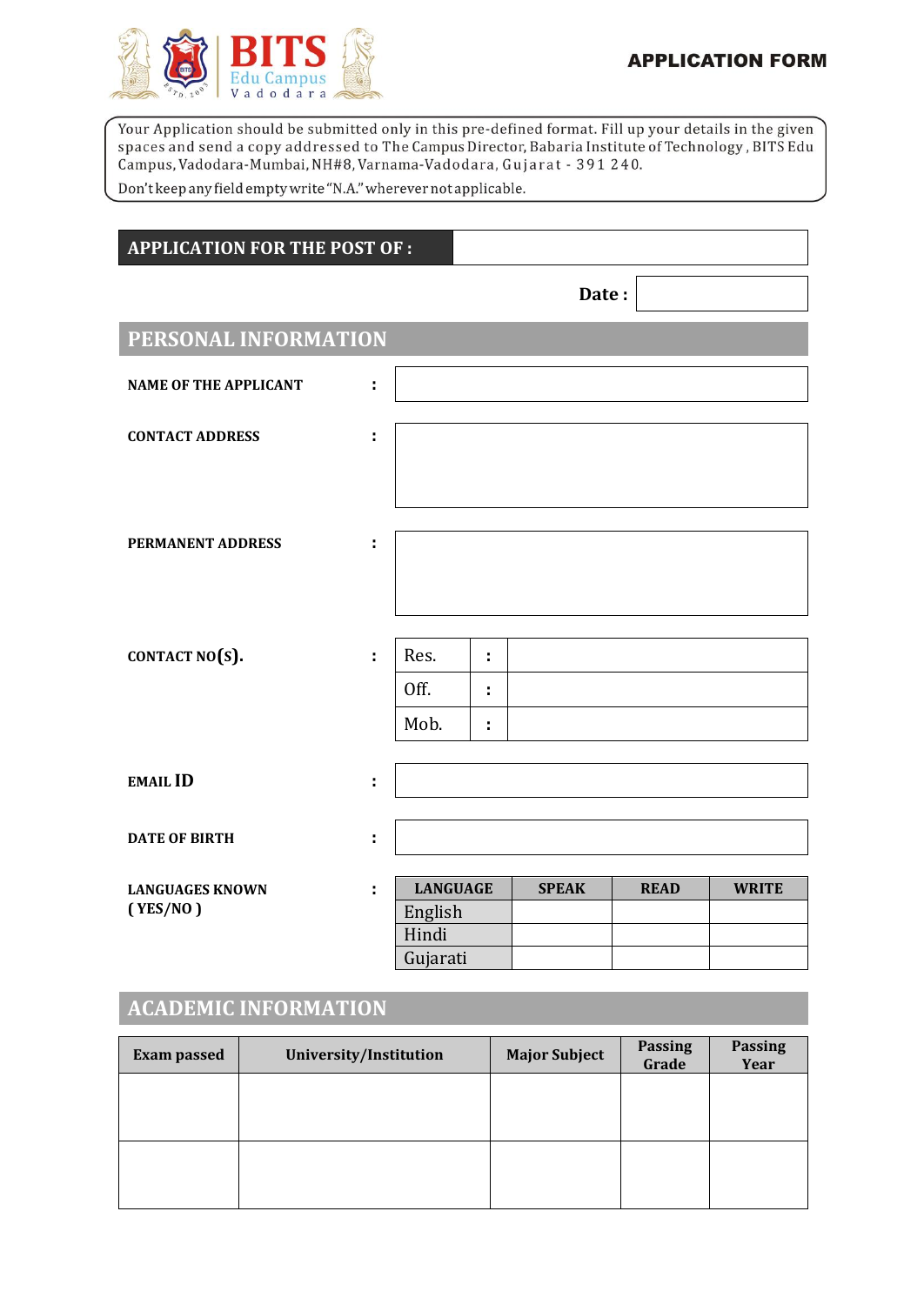BITS Edu Campus Vadodara

# APPLICATION FORM

Your Application should be submitted only in this pre-defined format. Fill up your details in the given spaces and send a copy addressed to The Campus Director, Babaria Institute of Technology, BITS Edu Campus, Vadodara-Mumbai, NH#8, Varnama-Vadodara, Gujarat - 391 240.

Don't keep any field empty write "N.A." wherever not applicable.

**APPLICATION FOR THE POST OF :**

**Date :**

## PERSONAL INFORMATION

**NAME OF THE APPLICANT** :

**CONTACT ADDRESS** :

**PERMANENT ADDRESS** :

**CONTACT NO(S).** :

| | | |
|---|---|---|
| Res. | : | |
| Off. | : | |
| Mob. | : | |

**EMAIL ID** :

**DATE OF BIRTH** :

**LANGUAGES KNOWN ( YES/NO )** :

| LANGUAGE | SPEAK | READ | WRITE |
|---|---|---|---|
| English | | | |
| Hindi | | | |
| Gujarati | | | |

## ACADEMIC INFORMATION

| Exam passed | University/Institution | Major Subject | Passing Grade | Passing Year |
|---|---|---|---|---|
| | | | | |
| | | | | |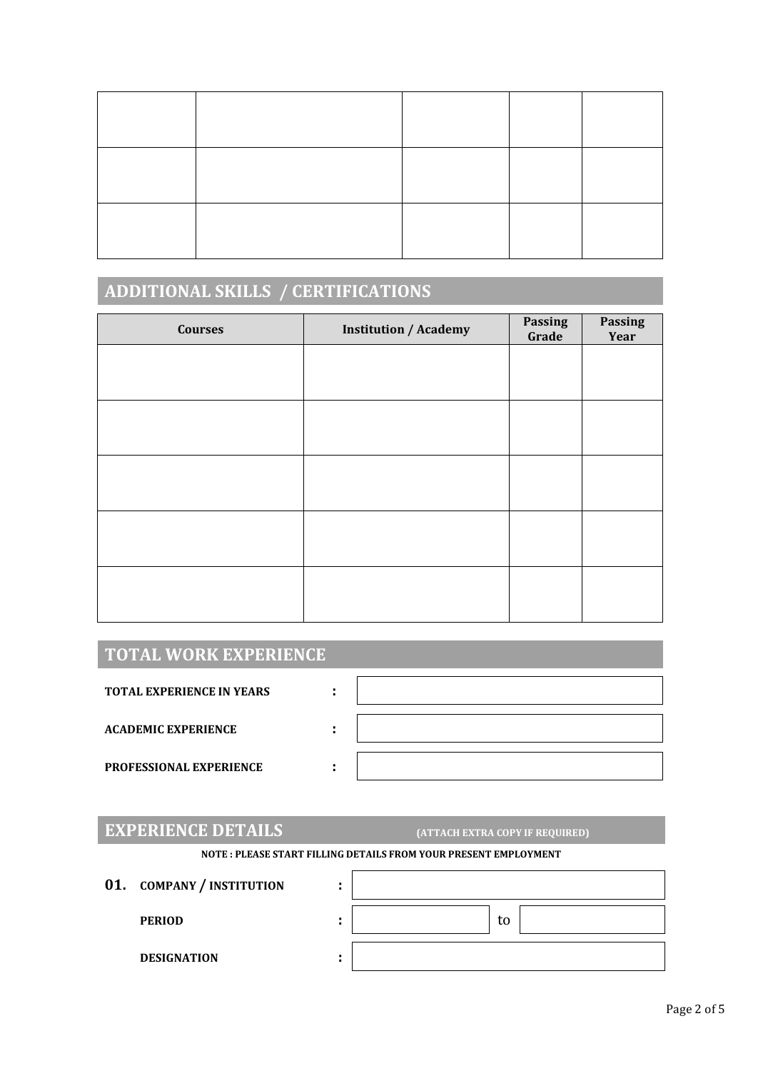| | | | | |
|---|---|---|---|---|
| | | | | |
| | | | | |
| | | | | |

## ADDITIONAL SKILLS / CERTIFICATIONS

| Courses | Institution / Academy | Passing Grade | Passing Year |
|---|---|---|---|
| | | | |
| | | | |
| | | | |
| | | | |
| | | | |

## TOTAL WORK EXPERIENCE

**TOTAL EXPERIENCE IN YEARS** :

**ACADEMIC EXPERIENCE** :

**PROFESSIONAL EXPERIENCE** :

## EXPERIENCE DETAILS

**(ATTACH EXTRA COPY IF REQUIRED)**

**NOTE : PLEASE START FILLING DETAILS FROM YOUR PRESENT EMPLOYMENT**

**01. COMPANY / INSTITUTION** :

**PERIOD** : to

**DESIGNATION** :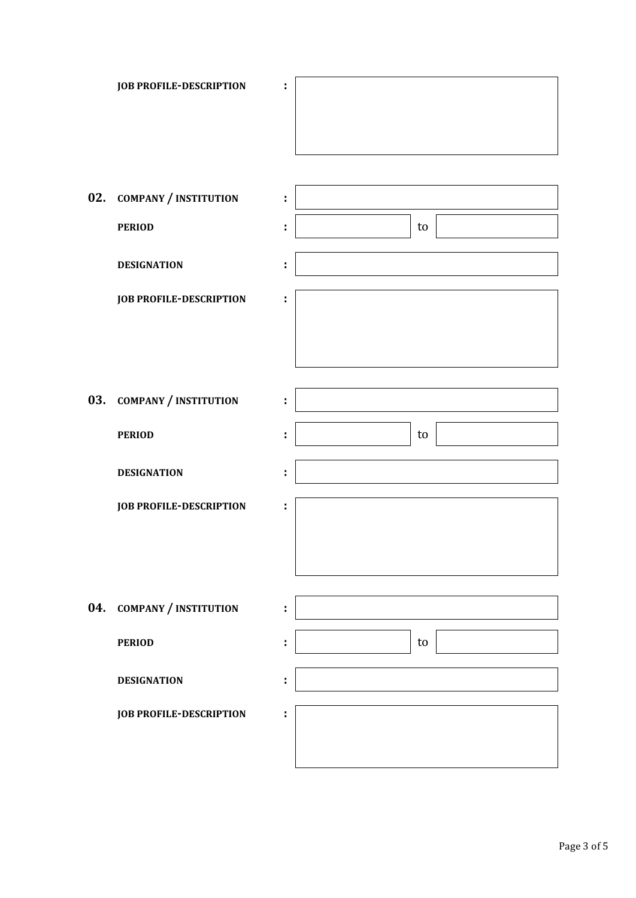**JOB PROFILE-DESCRIPTION** :

**02.** **COMPANY / INSTITUTION** :

**PERIOD** : to

**DESIGNATION** :

**JOB PROFILE-DESCRIPTION** :

**03.** **COMPANY / INSTITUTION** :

**PERIOD** : to

**DESIGNATION** :

**JOB PROFILE-DESCRIPTION** :

**04.** **COMPANY / INSTITUTION** :

**PERIOD** : to

**DESIGNATION** :

**JOB PROFILE-DESCRIPTION** :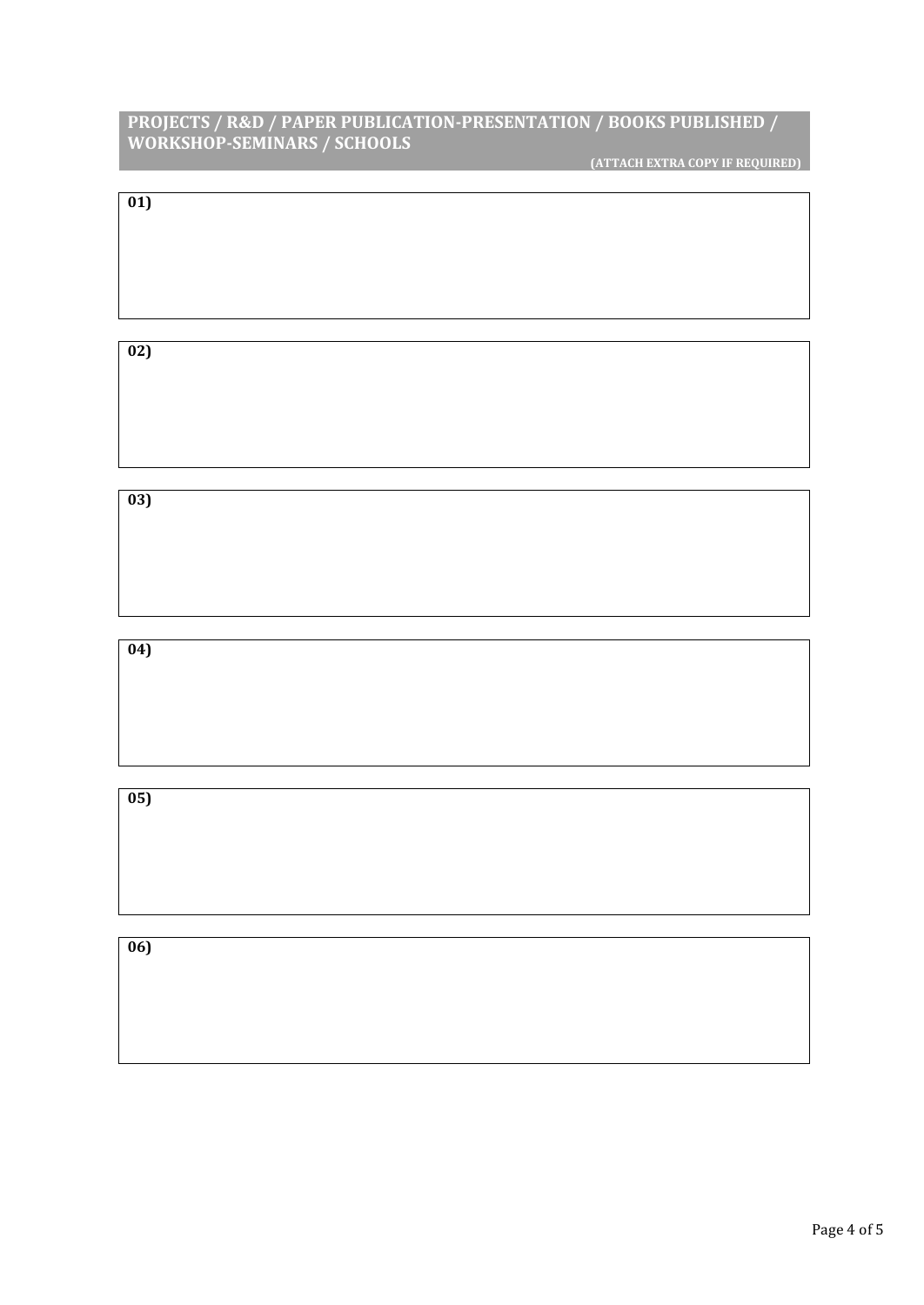## PROJECTS / R&D / PAPER PUBLICATION-PRESENTATION / BOOKS PUBLISHED / WORKSHOP-SEMINARS / SCHOOLS

**(ATTACH EXTRA COPY IF REQUIRED)**

**01)**

**02)**

**03)**

**04)**

**05)**

**06)**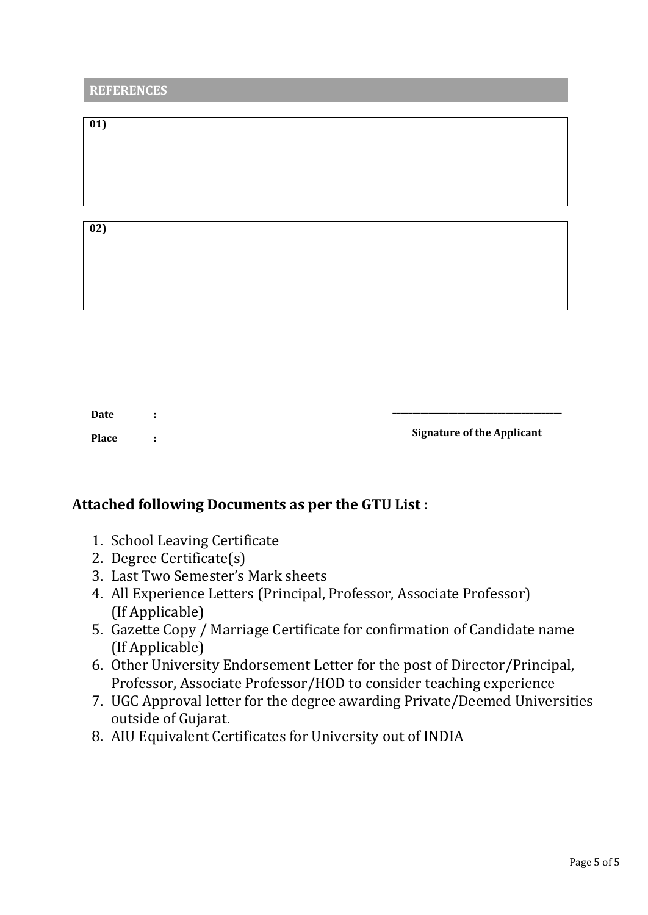## REFERENCES

**01)**

**02)**

**Date** :

**Place** :

_______________________________

**Signature of the Applicant**

### Attached following Documents as per the GTU List :

1. School Leaving Certificate
2. Degree Certificate(s)
3. Last Two Semester's Mark sheets
4. All Experience Letters (Principal, Professor, Associate Professor) (If Applicable)
5. Gazette Copy / Marriage Certificate for confirmation of Candidate name (If Applicable)
6. Other University Endorsement Letter for the post of Director/Principal, Professor, Associate Professor/HOD to consider teaching experience
7. UGC Approval letter for the degree awarding Private/Deemed Universities outside of Gujarat.
8. AIU Equivalent Certificates for University out of INDIA